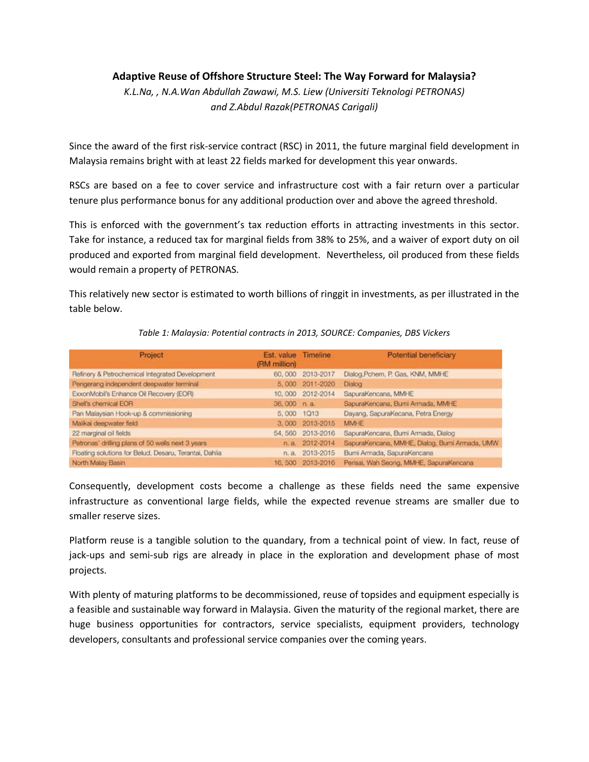# Adaptive Reuse of Offshore Structure Steel: The Way Forward for Malaysia?

*K.L.Na, , N.A.Wan Abdullah Zawawi, M.S. Liew (Universiti Teknologi PETRONAS) and Z.Abdul Razak(PETRONAS Carigali)*

Since the award of the first risk-service contract (RSC) in 2011, the future marginal field development in Malaysia remains bright with at least 22 fields marked for development this year onwards.

RSCs are based on a fee to cover service and infrastructure cost with a fair return over a particular tenure plus performance bonus for any additional production over and above the agreed threshold.

This is enforced with the government's tax reduction efforts in attracting investments in this sector. Take for instance, a reduced tax for marginal fields from 38% to 25%, and a waiver of export duty on oil produced and exported from marginal field development. Nevertheless, oil produced from these fields would remain a property of PETRONAS.

This relatively new sector is estimated to worth billions of ringgit in investments, as per illustrated in the table below.

*Table 1: Malaysia: Potential contracts in 2013, SOURCE: Companies, DBS Vickers*

| Project | Est. value (RM million) | Timeline | Potential beneficiary |
|---|---|---|---|
| Refinery & Petrochemical Integrated Development | 60, 000 | 2013-2017 | Dialog,Pchem, P. Gas, KNM, MMHE |
| Pengerang independent deepwater terminal | 5, 000 | 2011-2020 | Dialog |
| ExxonMobil's Enhance Oil Recovery (EOR) | 10, 000 | 2012-2014 | SapuraKencana, MMHE |
| Shell's chemical EOR | 36, 000 | n. a. | SapuraKencana, Bumi Armada, MMHE |
| Pan Malaysian Hook-up & commissioning | 5, 000 | 1Q13 | Dayang, SapuraKecana, Petra Energy |
| Malikai deepwater field | 3, 000 | 2013-2015 | MMHE |
| 22 marginal oil fields | 54, 560 | 2013-2016 | SapuraKencana, Bumi Armada, Dialog |
| Petronas' drilling plans of 50 wells next 3 years | n. a. | 2012-2014 | SapuraKencana, MMHE, Dialog, Bumi Armada, UMW |
| Floating solutions for Belud, Desaru, Terantai, Dahlia | n. a. | 2013-2015 | Bumi Armada, SapuraKencana |
| North Malay Basin | 16, 500 | 2013-2016 | Perisai, Wah Seong, MMHE, SapuraKencana |

Consequently, development costs become a challenge as these fields need the same expensive infrastructure as conventional large fields, while the expected revenue streams are smaller due to smaller reserve sizes.

Platform reuse is a tangible solution to the quandary, from a technical point of view. In fact, reuse of jack-ups and semi-sub rigs are already in place in the exploration and development phase of most projects.

With plenty of maturing platforms to be decommissioned, reuse of topsides and equipment especially is a feasible and sustainable way forward in Malaysia. Given the maturity of the regional market, there are huge business opportunities for contractors, service specialists, equipment providers, technology developers, consultants and professional service companies over the coming years.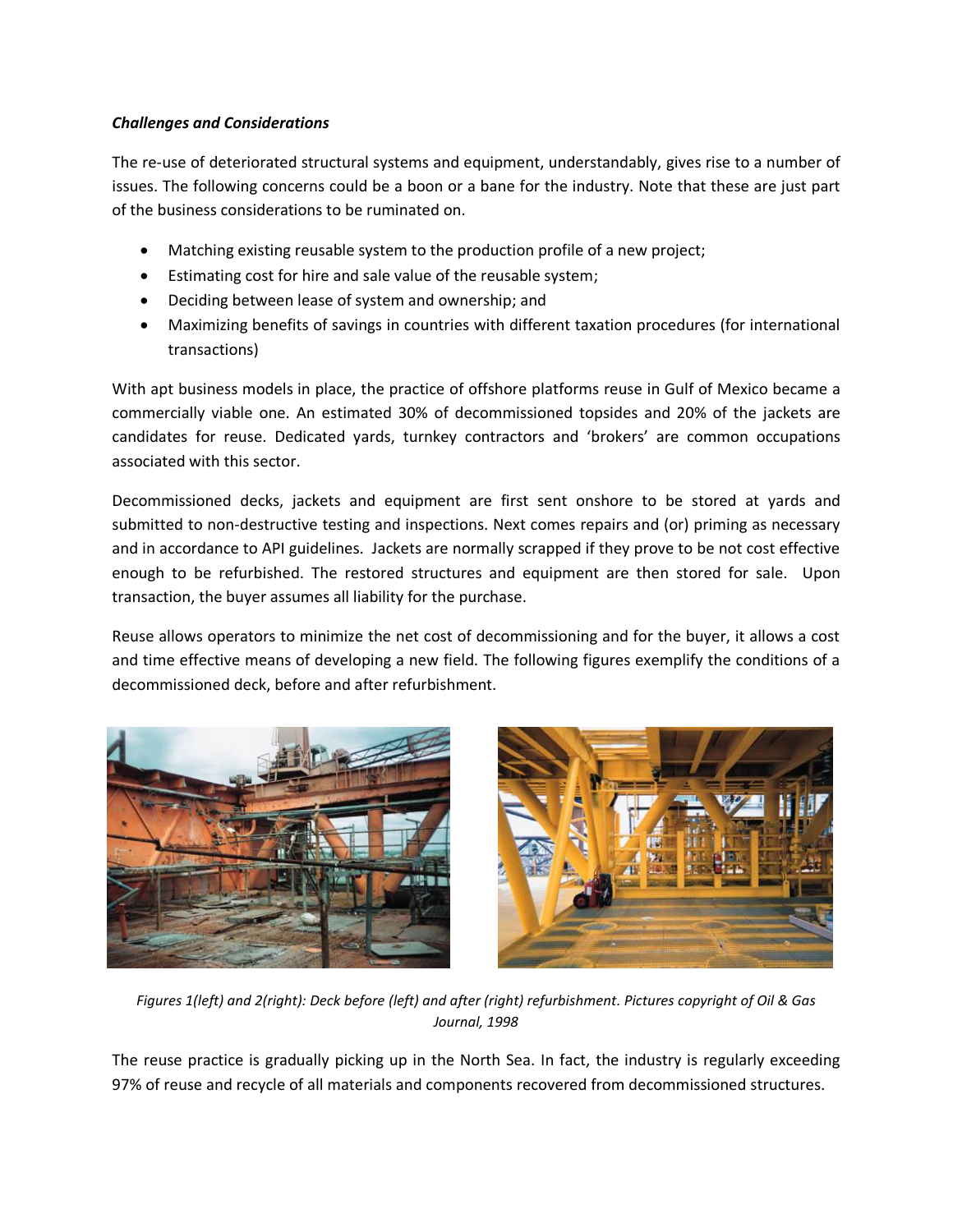***Challenges and Considerations***

The re-use of deteriorated structural systems and equipment, understandably, gives rise to a number of issues. The following concerns could be a boon or a bane for the industry. Note that these are just part of the business considerations to be ruminated on.

- Matching existing reusable system to the production profile of a new project;
- Estimating cost for hire and sale value of the reusable system;
- Deciding between lease of system and ownership; and
- Maximizing benefits of savings in countries with different taxation procedures (for international transactions)

With apt business models in place, the practice of offshore platforms reuse in Gulf of Mexico became a commercially viable one. An estimated 30% of decommissioned topsides and 20% of the jackets are candidates for reuse. Dedicated yards, turnkey contractors and 'brokers' are common occupations associated with this sector.

Decommissioned decks, jackets and equipment are first sent onshore to be stored at yards and submitted to non-destructive testing and inspections. Next comes repairs and (or) priming as necessary and in accordance to API guidelines. Jackets are normally scrapped if they prove to be not cost effective enough to be refurbished. The restored structures and equipment are then stored for sale. Upon transaction, the buyer assumes all liability for the purchase.

Reuse allows operators to minimize the net cost of decommissioning and for the buyer, it allows a cost and time effective means of developing a new field. The following figures exemplify the conditions of a decommissioned deck, before and after refurbishment.

*Figures 1(left) and 2(right): Deck before (left) and after (right) refurbishment. Pictures copyright of Oil & Gas Journal, 1998*

The reuse practice is gradually picking up in the North Sea. In fact, the industry is regularly exceeding 97% of reuse and recycle of all materials and components recovered from decommissioned structures.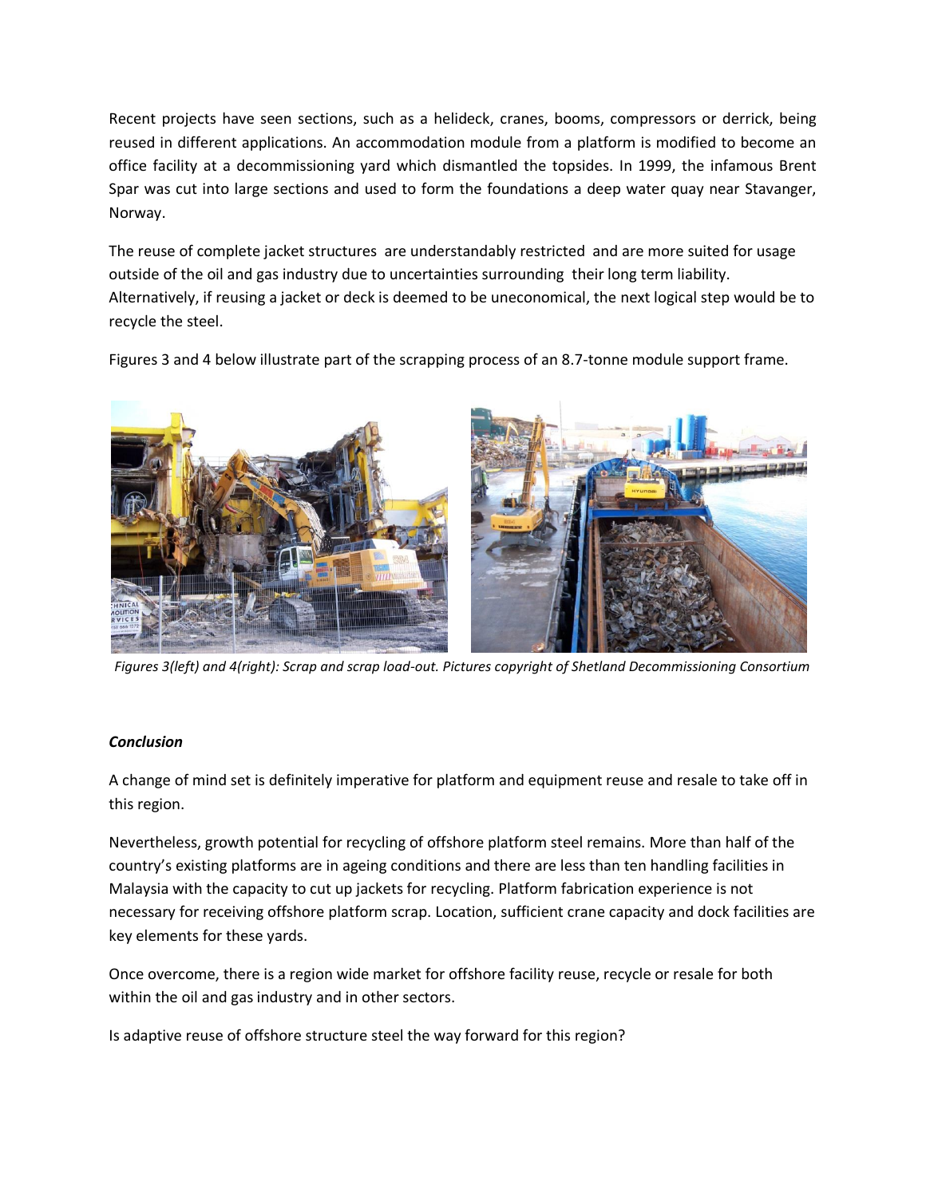Recent projects have seen sections, such as a helideck, cranes, booms, compressors or derrick, being reused in different applications. An accommodation module from a platform is modified to become an office facility at a decommissioning yard which dismantled the topsides. In 1999, the infamous Brent Spar was cut into large sections and used to form the foundations a deep water quay near Stavanger, Norway.

The reuse of complete jacket structures are understandably restricted and are more suited for usage outside of the oil and gas industry due to uncertainties surrounding their long term liability. Alternatively, if reusing a jacket or deck is deemed to be uneconomical, the next logical step would be to recycle the steel.

Figures 3 and 4 below illustrate part of the scrapping process of an 8.7-tonne module support frame.

*Figures 3(left) and 4(right): Scrap and scrap load-out. Pictures copyright of Shetland Decommissioning Consortium*

***Conclusion***

A change of mind set is definitely imperative for platform and equipment reuse and resale to take off in this region.

Nevertheless, growth potential for recycling of offshore platform steel remains. More than half of the country's existing platforms are in ageing conditions and there are less than ten handling facilities in Malaysia with the capacity to cut up jackets for recycling. Platform fabrication experience is not necessary for receiving offshore platform scrap. Location, sufficient crane capacity and dock facilities are key elements for these yards.

Once overcome, there is a region wide market for offshore facility reuse, recycle or resale for both within the oil and gas industry and in other sectors.

Is adaptive reuse of offshore structure steel the way forward for this region?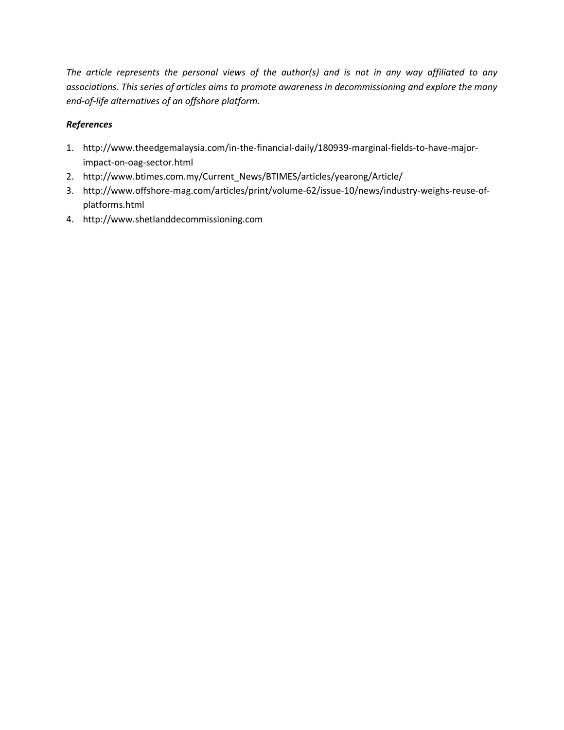*The article represents the personal views of the author(s) and is not in any way affiliated to any associations. This series of articles aims to promote awareness in decommissioning and explore the many end-of-life alternatives of an offshore platform.*

***References***

1. http://www.theedgemalaysia.com/in-the-financial-daily/180939-marginal-fields-to-have-major-impact-on-oag-sector.html
2. http://www.btimes.com.my/Current_News/BTIMES/articles/yearong/Article/
3. http://www.offshore-mag.com/articles/print/volume-62/issue-10/news/industry-weighs-reuse-of-platforms.html
4. http://www.shetlanddecommissioning.com